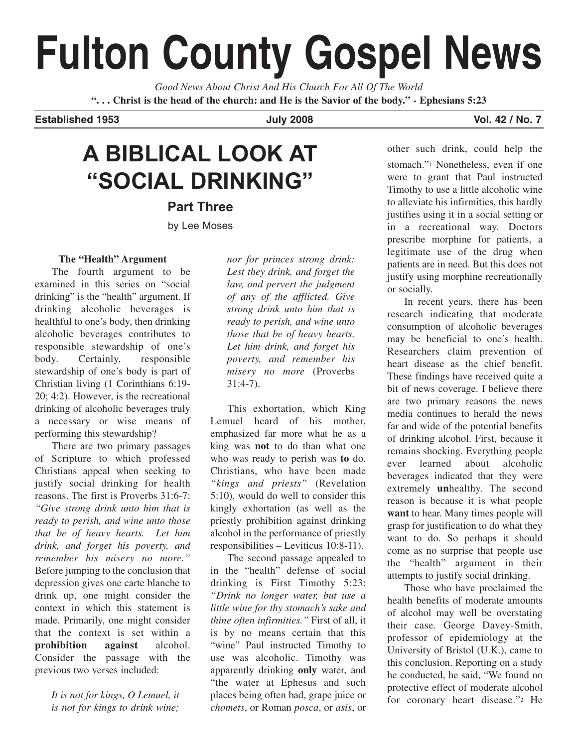# Fulton County Gospel News

*Good News About Christ And His Church For All Of The World*

**". . . Christ is the head of the church: and He is the Savior of the body." - Ephesians 5:23**

**Established 1953** **July 2008** **Vol. 42 / No. 7**

## A BIBLICAL LOOK AT "SOCIAL DRINKING"

### Part Three

by Lee Moses

**The "Health" Argument**

The fourth argument to be examined in this series on "social drinking" is the "health" argument. If drinking alcoholic beverages is healthful to one's body, then drinking alcoholic beverages contributes to responsible stewardship of one's body. Certainly, responsible stewardship of one's body is part of Christian living (1 Corinthians 6:19-20; 4:2). However, is the recreational drinking of alcoholic beverages truly a necessary or wise means of performing this stewardship?

There are two primary passages of Scripture to which professed Christians appeal when seeking to justify social drinking for health reasons. The first is Proverbs 31:6-7: *"Give strong drink unto him that is ready to perish, and wine unto those that be of heavy hearts. Let him drink, and forget his poverty, and remember his misery no more."* Before jumping to the conclusion that depression gives one carte blanche to drink up, one might consider the context in which this statement is made. Primarily, one might consider that the context is set within a **prohibition against** alcohol. Consider the passage with the previous two verses included:

> *It is not for kings, O Lemuel, it is not for kings to drink wine; nor for princes strong drink: Lest they drink, and forget the law, and pervert the judgment of any of the afflicted. Give strong drink unto him that is ready to perish, and wine unto those that be of heavy hearts. Let him drink, and forget his poverty, and remember his misery no more* (Proverbs 31:4-7).

This exhortation, which King Lemuel heard of his mother, emphasized far more what he as a king was **not** to do than what one who was ready to perish was **to** do. Christians, who have been made *"kings and priests"* (Revelation 5:10), would do well to consider this kingly exhortation (as well as the priestly prohibition against drinking alcohol in the performance of priestly responsibilities – Leviticus 10:8-11).

The second passage appealed to in the "health" defense of social drinking is First Timothy 5:23: *"Drink no longer water, but use a little wine for thy stomach's sake and thine often infirmities."* First of all, it is by no means certain that this "wine" Paul instructed Timothy to use was alcoholic. Timothy was apparently drinking **only** water, and "the water at Ephesus and such places being often bad, grape juice or *chomets*, or Roman *posca*, or *asis*, or other such drink, could help the stomach."[1] Nonetheless, even if one were to grant that Paul instructed Timothy to use a little alcoholic wine to alleviate his infirmities, this hardly justifies using it in a social setting or in a recreational way. Doctors prescribe morphine for patients, a legitimate use of the drug when patients are in need. But this does not justify using morphine recreationally or socially.

In recent years, there has been research indicating that moderate consumption of alcoholic beverages may be beneficial to one's health. Researchers claim prevention of heart disease as the chief benefit. These findings have received quite a bit of news coverage. I believe there are two primary reasons the news media continues to herald the news far and wide of the potential benefits of drinking alcohol. First, because it remains shocking. Everything people ever learned about alcoholic beverages indicated that they were extremely **un**healthy. The second reason is because it is what people **want** to hear. Many times people will grasp for justification to do what they want to do. So perhaps it should come as no surprise that people use the "health" argument in their attempts to justify social drinking.

Those who have proclaimed the health benefits of moderate amounts of alcohol may well be overstating their case. George Davey-Smith, professor of epidemiology at the University of Bristol (U.K.), came to this conclusion. Reporting on a study he conducted, he said, "We found no protective effect of moderate alcohol for coronary heart disease."[2] He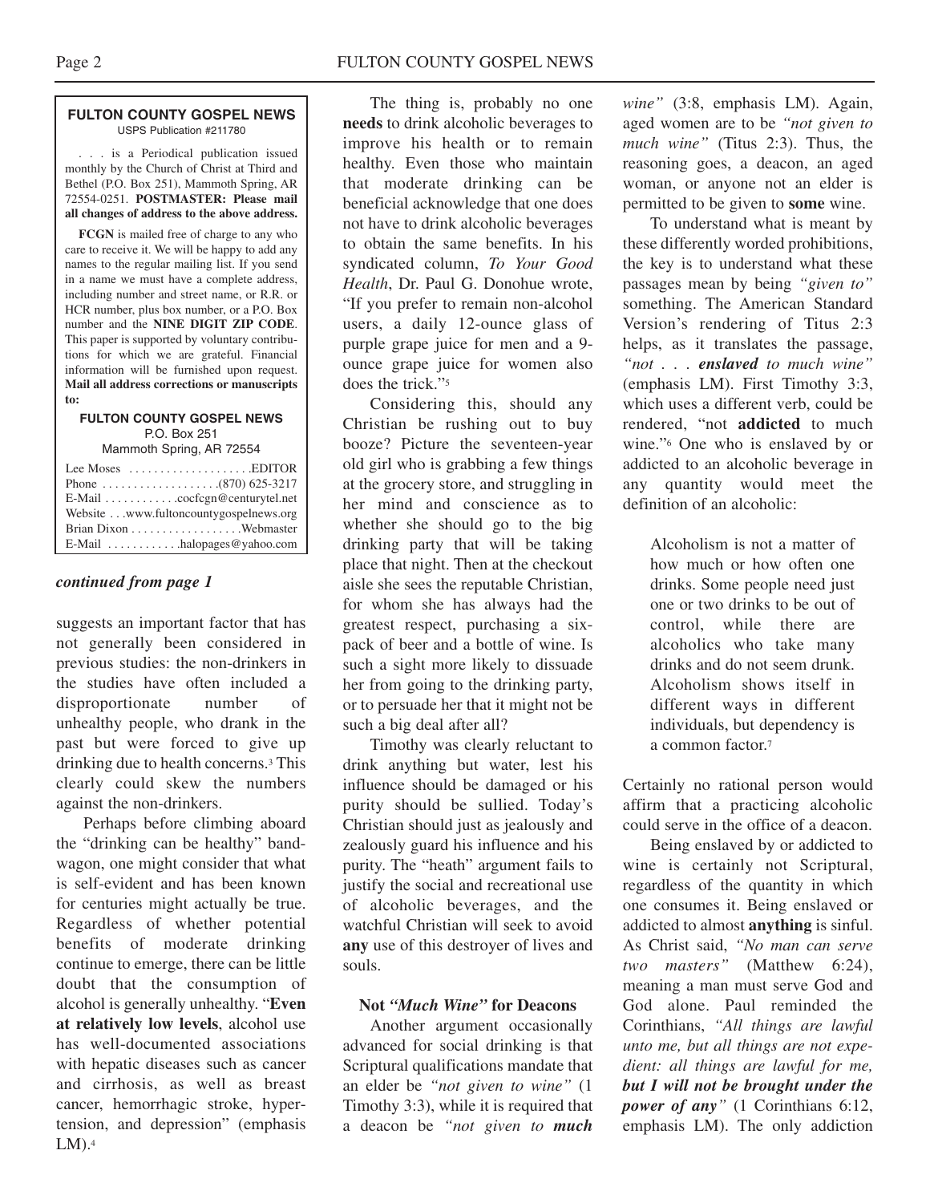**FULTON COUNTY GOSPEL NEWS**
USPS Publication #211780

. . . is a Periodical publication issued monthly by the Church of Christ at Third and Bethel (P.O. Box 251), Mammoth Spring, AR 72554-0251. **POSTMASTER: Please mail all changes of address to the above address.**

**FCGN** is mailed free of charge to any who care to receive it. We will be happy to add any names to the regular mailing list. If you send in a name we must have a complete address, including number and street name, or R.R. or HCR number, plus box number, or a P.O. Box number and the **NINE DIGIT ZIP CODE**. This paper is supported by voluntary contributions for which we are grateful. Financial information will be furnished upon request. **Mail all address corrections or manuscripts to:**

**FULTON COUNTY GOSPEL NEWS**
P.O. Box 251
Mammoth Spring, AR 72554

Lee Moses . . . . . . . . . . . . . . . . . . .EDITOR
Phone . . . . . . . . . . . . . . . . . .(870) 625-3217
E-Mail . . . . . . . . . . . .cocfcgn@centurytel.net
Website . . .www.fultoncountygospelnews.org
Brian Dixon . . . . . . . . . . . . . . . . .Webmaster
E-Mail . . . . . . . . . . . .halopages@yahoo.com

***continued from page 1***

suggests an important factor that has not generally been considered in previous studies: the non-drinkers in the studies have often included a disproportionate number of unhealthy people, who drank in the past but were forced to give up drinking due to health concerns.[3] This clearly could skew the numbers against the non-drinkers.

Perhaps before climbing aboard the "drinking can be healthy" bandwagon, one might consider that what is self-evident and has been known for centuries might actually be true. Regardless of whether potential benefits of moderate drinking continue to emerge, there can be little doubt that the consumption of alcohol is generally unhealthy. "**Even at relatively low levels**, alcohol use has well-documented associations with hepatic diseases such as cancer and cirrhosis, as well as breast cancer, hemorrhagic stroke, hypertension, and depression" (emphasis LM).[4]

The thing is, probably no one **needs** to drink alcoholic beverages to improve his health or to remain healthy. Even those who maintain that moderate drinking can be beneficial acknowledge that one does not have to drink alcoholic beverages to obtain the same benefits. In his syndicated column, *To Your Good Health*, Dr. Paul G. Donohue wrote, "If you prefer to remain non-alcohol users, a daily 12-ounce glass of purple grape juice for men and a 9-ounce grape juice for women also does the trick."[5]

Considering this, should any Christian be rushing out to buy booze? Picture the seventeen-year old girl who is grabbing a few things at the grocery store, and struggling in her mind and conscience as to whether she should go to the big drinking party that will be taking place that night. Then at the checkout aisle she sees the reputable Christian, for whom she has always had the greatest respect, purchasing a six-pack of beer and a bottle of wine. Is such a sight more likely to dissuade her from going to the drinking party, or to persuade her that it might not be such a big deal after all?

Timothy was clearly reluctant to drink anything but water, lest his influence should be damaged or his purity should be sullied. Today's Christian should just as jealously and zealously guard his influence and his purity. The "heath" argument fails to justify the social and recreational use of alcoholic beverages, and the watchful Christian will seek to avoid **any** use of this destroyer of lives and souls.

### Not *"Much Wine"* for Deacons

Another argument occasionally advanced for social drinking is that Scriptural qualifications mandate that an elder be *"not given to wine"* (1 Timothy 3:3), while it is required that a deacon be *"not given to **much** wine"* (3:8, emphasis LM). Again, aged women are to be *"not given to much wine"* (Titus 2:3). Thus, the reasoning goes, a deacon, an aged woman, or anyone not an elder is permitted to be given to **some** wine.

To understand what is meant by these differently worded prohibitions, the key is to understand what these passages mean by being *"given to"* something. The American Standard Version's rendering of Titus 2:3 helps, as it translates the passage, *"not . . . **enslaved** to much wine"* (emphasis LM). First Timothy 3:3, which uses a different verb, could be rendered, "not **addicted** to much wine."[6] One who is enslaved by or addicted to an alcoholic beverage in any quantity would meet the definition of an alcoholic:

> Alcoholism is not a matter of how much or how often one drinks. Some people need just one or two drinks to be out of control, while there are alcoholics who take many drinks and do not seem drunk. Alcoholism shows itself in different ways in different individuals, but dependency is a common factor.[7]

Certainly no rational person would affirm that a practicing alcoholic could serve in the office of a deacon.

Being enslaved by or addicted to wine is certainly not Scriptural, regardless of the quantity in which one consumes it. Being enslaved or addicted to almost **anything** is sinful. As Christ said, *"No man can serve two masters"* (Matthew 6:24), meaning a man must serve God and God alone. Paul reminded the Corinthians, *"All things are lawful unto me, but all things are not expedient: all things are lawful for me, **but I will not be brought under the power of any**"* (1 Corinthians 6:12, emphasis LM). The only addiction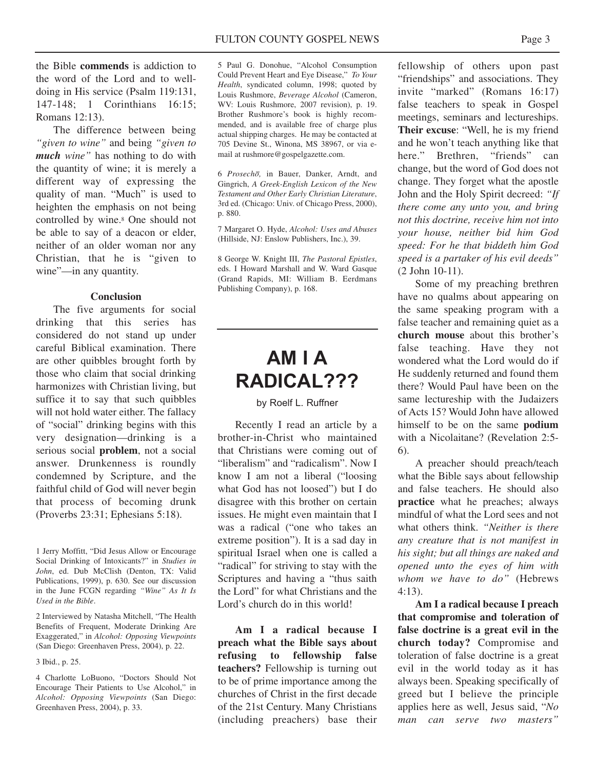the Bible **commends** is addiction to the word of the Lord and to well-doing in His service (Psalm 119:131, 147-148; 1 Corinthians 16:15; Romans 12:13).

The difference between being *"given to wine"* and being *"given to **much** wine"* has nothing to do with the quantity of wine; it is merely a different way of expressing the quality of man. "Much" is used to heighten the emphasis on not being controlled by wine.[8] One should not be able to say of a deacon or elder, neither of an older woman nor any Christian, that he is "given to wine"—in any quantity.

#### Conclusion

The five arguments for social drinking that this series has considered do not stand up under careful Biblical examination. There are other quibbles brought forth by those who claim that social drinking harmonizes with Christian living, but suffice it to say that such quibbles will not hold water either. The fallacy of "social" drinking begins with this very designation—drinking is a serious social **problem**, not a social answer. Drunkenness is roundly condemned by Scripture, and the faithful child of God will never begin that process of becoming drunk (Proverbs 23:31; Ephesians 5:18).

1 Jerry Moffitt, "Did Jesus Allow or Encourage Social Drinking of Intoxicants?" in *Studies in John*, ed. Dub McClish (Denton, TX: Valid Publications, 1999), p. 630. See our discussion in the June FCGN regarding *"Wine" As It Is Used in the Bible*.

2 Interviewed by Natasha Mitchell, "The Health Benefits of Frequent, Moderate Drinking Are Exaggerated," in *Alcohol: Opposing Viewpoints* (San Diego: Greenhaven Press, 2004), p. 22.

3 Ibid., p. 25.

4 Charlotte LoBuono, "Doctors Should Not Encourage Their Patients to Use Alcohol," in *Alcohol: Opposing Viewpoints* (San Diego: Greenhaven Press, 2004), p. 33.

5 Paul G. Donohue, "Alcohol Consumption Could Prevent Heart and Eye Disease," *To Your Health*, syndicated column, 1998; quoted by Louis Rushmore, *Beverage Alcohol* (Cameron, WV: Louis Rushmore, 2007 revision), p. 19. Brother Rushmore's book is highly recommended, and is available free of charge plus actual shipping charges. He may be contacted at 705 Devine St., Winona, MS 38967, or via e-mail at rushmore@gospelgazette.com.

6 *Prosechō,* in Bauer, Danker, Arndt, and Gingrich, *A Greek-English Lexicon of the New Testament and Other Early Christian Literature*, 3rd ed. (Chicago: Univ. of Chicago Press, 2000), p. 880.

7 Margaret O. Hyde, *Alcohol: Uses and Abuses* (Hillside, NJ: Enslow Publishers, Inc.), 39.

8 George W. Knight III, *The Pastoral Epistles*, eds. I Howard Marshall and W. Ward Gasque (Grand Rapids, MI: William B. Eerdmans Publishing Company), p. 168.

# AM I A RADICAL???

by Roelf L. Ruffner

Recently I read an article by a brother-in-Christ who maintained that Christians were coming out of "liberalism" and "radicalism". Now I know I am not a liberal ("loosing what God has not loosed") but I do disagree with this brother on certain issues. He might even maintain that I was a radical ("one who takes an extreme position"). It is a sad day in spiritual Israel when one is called a "radical" for striving to stay with the Scriptures and having a "thus saith the Lord" for what Christians and the Lord's church do in this world!

**Am I a radical because I preach what the Bible says about refusing to fellowship false teachers?** Fellowship is turning out to be of prime importance among the churches of Christ in the first decade of the 21st Century. Many Christians (including preachers) base their fellowship of others upon past "friendships" and associations. They invite "marked" (Romans 16:17) false teachers to speak in Gospel meetings, seminars and lectureships. **Their excuse**: "Well, he is my friend and he won't teach anything like that here." Brethren, "friends" can change, but the word of God does not change. They forget what the apostle John and the Holy Spirit decreed: *"If there come any unto you, and bring not this doctrine, receive him not into your house, neither bid him God speed: For he that biddeth him God speed is a partaker of his evil deeds"* (2 John 10-11).

Some of my preaching brethren have no qualms about appearing on the same speaking program with a false teacher and remaining quiet as a **church mouse** about this brother's false teaching. Have they not wondered what the Lord would do if He suddenly returned and found them there? Would Paul have been on the same lectureship with the Judaizers of Acts 15? Would John have allowed himself to be on the same **podium** with a Nicolaitane? (Revelation 2:5-6).

A preacher should preach/teach what the Bible says about fellowship and false teachers. He should also **practice** what he preaches; always mindful of what the Lord sees and not what others think. *"Neither is there any creature that is not manifest in his sight; but all things are naked and opened unto the eyes of him with whom we have to do"* (Hebrews 4:13).

**Am I a radical because I preach that compromise and toleration of false doctrine is a great evil in the church today?** Compromise and toleration of false doctrine is a great evil in the world today as it has always been. Speaking specifically of greed but I believe the principle applies here as well, Jesus said, "*No man can serve two masters"*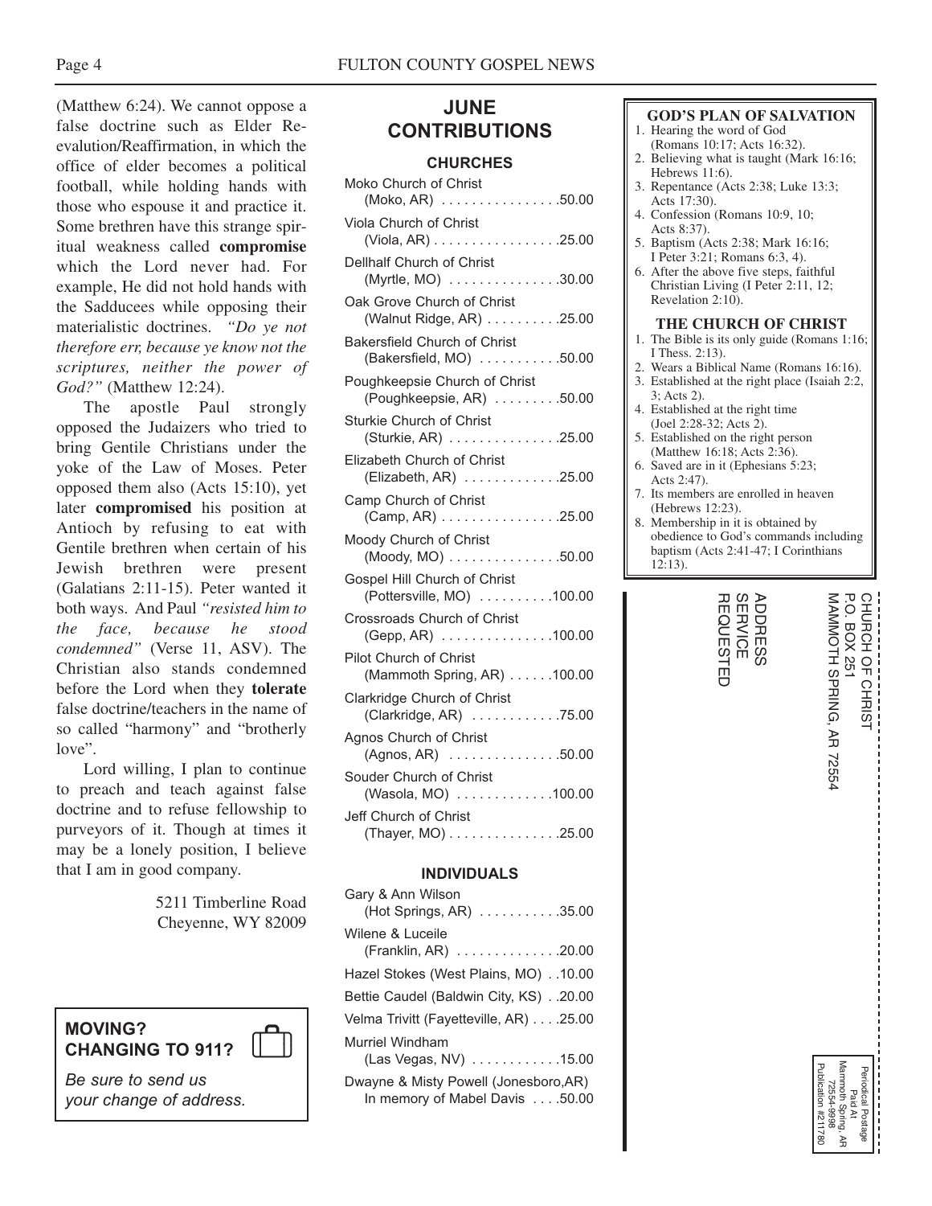(Matthew 6:24). We cannot oppose a false doctrine such as Elder Re-evalution/Reaffirmation, in which the office of elder becomes a political football, while holding hands with those who espouse it and practice it. Some brethren have this strange spiritual weakness called **compromise** which the Lord never had. For example, He did not hold hands with the Sadducees while opposing their materialistic doctrines. *"Do ye not therefore err, because ye know not the scriptures, neither the power of God?"* (Matthew 12:24).

The apostle Paul strongly opposed the Judaizers who tried to bring Gentile Christians under the yoke of the Law of Moses. Peter opposed them also (Acts 15:10), yet later **compromised** his position at Antioch by refusing to eat with Gentile brethren when certain of his Jewish brethren were present (Galatians 2:11-15). Peter wanted it both ways. And Paul *"resisted him to the face, because he stood condemned"* (Verse 11, ASV). The Christian also stands condemned before the Lord when they **tolerate** false doctrine/teachers in the name of so called "harmony" and "brotherly love".

Lord willing, I plan to continue to preach and teach against false doctrine and to refuse fellowship to purveyors of it. Though at times it may be a lonely position, I believe that I am in good company.

5211 Timberline Road
Cheyenne, WY 82009

**MOVING? CHANGING TO 911?**

*Be sure to send us your change of address.*

## JUNE CONTRIBUTIONS

### CHURCHES

| | |
|---|---|
| Moko Church of Christ (Moko, AR) | 50.00 |
| Viola Church of Christ (Viola, AR) | 25.00 |
| Dellhalf Church of Christ (Myrtle, MO) | 30.00 |
| Oak Grove Church of Christ (Walnut Ridge, AR) | 25.00 |
| Bakersfield Church of Christ (Bakersfield, MO) | 50.00 |
| Poughkeepsie Church of Christ (Poughkeepsie, AR) | 50.00 |
| Sturkie Church of Christ (Sturkie, AR) | 25.00 |
| Elizabeth Church of Christ (Elizabeth, AR) | 25.00 |
| Camp Church of Christ (Camp, AR) | 25.00 |
| Moody Church of Christ (Moody, MO) | 50.00 |
| Gospel Hill Church of Christ (Pottersville, MO) | 100.00 |
| Crossroads Church of Christ (Gepp, AR) | 100.00 |
| Pilot Church of Christ (Mammoth Spring, AR) | 100.00 |
| Clarkridge Church of Christ (Clarkridge, AR) | 75.00 |
| Agnos Church of Christ (Agnos, AR) | 50.00 |
| Souder Church of Christ (Wasola, MO) | 100.00 |
| Jeff Church of Christ (Thayer, MO) | 25.00 |

### INDIVIDUALS

| | |
|---|---|
| Gary & Ann Wilson (Hot Springs, AR) | 35.00 |
| Wilene & Luceile (Franklin, AR) | 20.00 |
| Hazel Stokes (West Plains, MO) | 10.00 |
| Bettie Caudel (Baldwin City, KS) | 20.00 |
| Velma Trivitt (Fayetteville, AR) | 25.00 |
| Murriel Windham (Las Vegas, NV) | 15.00 |
| Dwayne & Misty Powell (Jonesboro,AR) In memory of Mabel Davis | 50.00 |

### GOD'S PLAN OF SALVATION

1. Hearing the word of God (Romans 10:17; Acts 16:32).
2. Believing what is taught (Mark 16:16; Hebrews 11:6).
3. Repentance (Acts 2:38; Luke 13:3; Acts 17:30).
4. Confession (Romans 10:9, 10; Acts 8:37).
5. Baptism (Acts 2:38; Mark 16:16; I Peter 3:21; Romans 6:3, 4).
6. After the above five steps, faithful Christian Living (I Peter 2:11, 12; Revelation 2:10).

### THE CHURCH OF CHRIST

1. The Bible is its only guide (Romans 1:16; I Thess. 2:13).
2. Wears a Biblical Name (Romans 16:16).
3. Established at the right place (Isaiah 2:2, 3; Acts 2).
4. Established at the right time (Joel 2:28-32; Acts 2).
5. Established on the right person (Matthew 16:18; Acts 2:36).
6. Saved are in it (Ephesians 5:23; Acts 2:47).
7. Its members are enrolled in heaven (Hebrews 12:23).
8. Membership in it is obtained by obedience to God's commands including baptism (Acts 2:41-47; I Corinthians 12:13).

CHURCH OF CHRIST
P.O. BOX 251
MAMMOTH SPRING, AR 72554

ADDRESS SERVICE REQUESTED

Periodical Postage Paid At Mammoth Spring, AR 72554-9998 Publication #211780